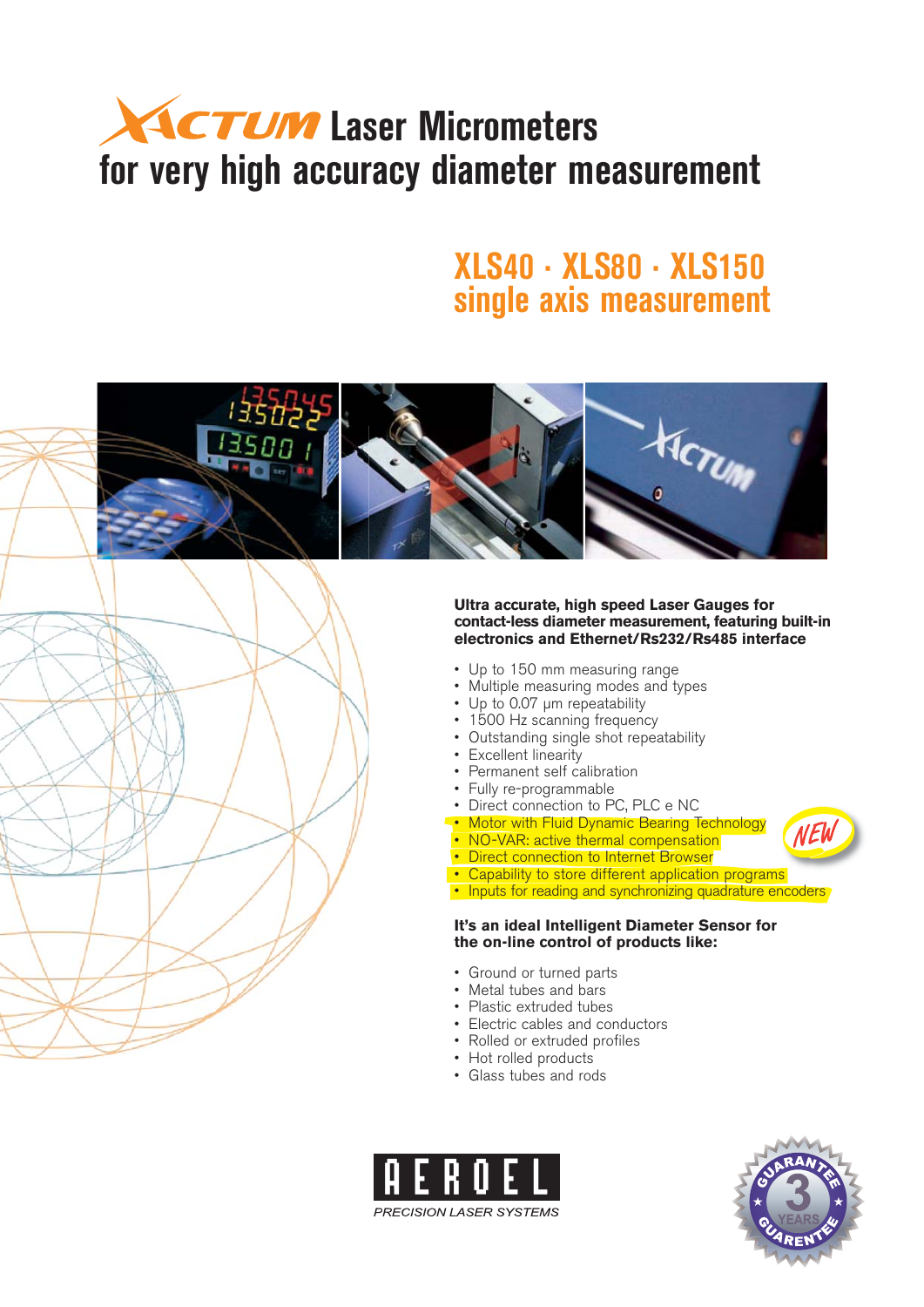# XACTUM Laser Micrometers for very high accuracy diameter measurement

## XLS40 · XLS80 · XLS150 single axis measurement

**Ultra accurate, high speed Laser Gauges for contact-less diameter measurement, featuring built-in electronics and Ethernet/Rs232/Rs485 interface**

- Up to 150 mm measuring range
- Multiple measuring modes and types
- Up to 0.07 μm repeatability
- 1500 Hz scanning frequency
- Outstanding single shot repeatability
- Excellent linearity
- Permanent self calibration
- Fully re-programmable
- Direct connection to PC, PLC e NC
- Motor with Fluid Dynamic Bearing Technology
- NO-VAR: active thermal compensation
- Direct connection to Internet Browser
- Capability to store different application programs
- Inputs for reading and synchronizing quadrature encoders

NEW

**It's an ideal Intelligent Diameter Sensor for the on-line control of products like:**

- Ground or turned parts
- Metal tubes and bars
- Plastic extruded tubes
- Electric cables and conductors
- Rolled or extruded profiles
- Hot rolled products
- Glass tubes and rods

AEROEL

*PRECISION LASER SYSTEMS*

GUARANTEE 3 YEARS GUARENTEE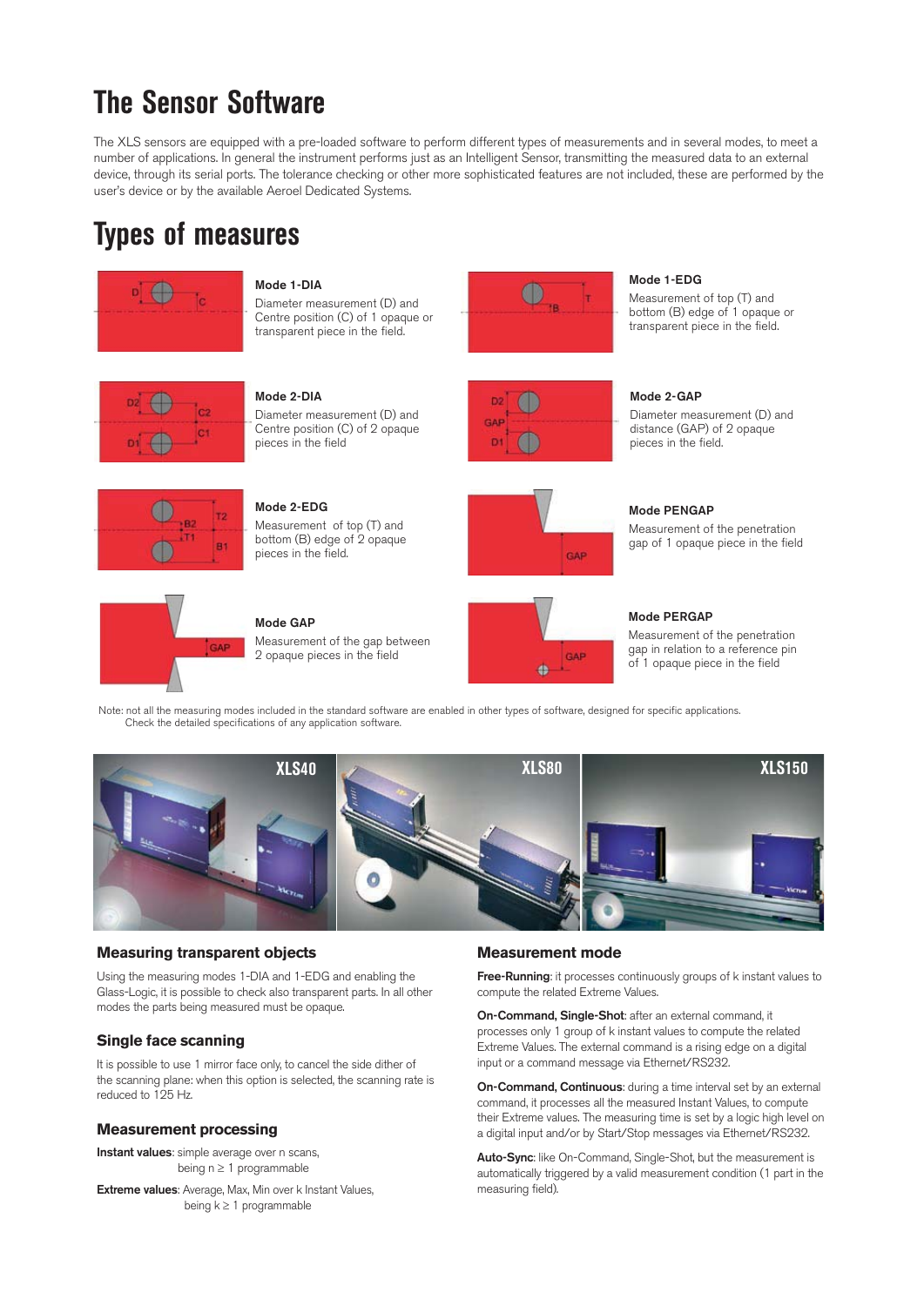# The Sensor Software

The XLS sensors are equipped with a pre-loaded software to perform different types of measurements and in several modes, to meet a number of applications. In general the instrument performs just as an Intelligent Sensor, transmitting the measured data to an external device, through its serial ports. The tolerance checking or other more sophisticated features are not included, these are performed by the user's device or by the available Aeroel Dedicated Systems.

# Types of measures

**Mode 1-DIA**
Diameter measurement (D) and Centre position (C) of 1 opaque or transparent piece in the field.

**Mode 1-EDG**
Measurement of top (T) and bottom (B) edge of 1 opaque or transparent piece in the field.

**Mode 2-DIA**
Diameter measurement (D) and Centre position (C) of 2 opaque pieces in the field

**Mode 2-GAP**
Diameter measurement (D) and distance (GAP) of 2 opaque pieces in the field.

**Mode 2-EDG**
Measurement of top (T) and bottom (B) edge of 2 opaque pieces in the field.

**Mode PENGAP**
Measurement of the penetration gap of 1 opaque piece in the field

**Mode GAP**
Measurement of the gap between 2 opaque pieces in the field

**Mode PERGAP**
Measurement of the penetration gap in relation to a reference pin of 1 opaque piece in the field

Note: not all the measuring modes included in the standard software are enabled in other types of software, designed for specific applications. Check the detailed specifications of any application software.

XLS40 XLS80 XLS150

## Measuring transparent objects

Using the measuring modes 1-DIA and 1-EDG and enabling the Glass-Logic, it is possible to check also transparent parts. In all other modes the parts being measured must be opaque.

## Single face scanning

It is possible to use 1 mirror face only, to cancel the side dither of the scanning plane: when this option is selected, the scanning rate is reduced to 125 Hz.

## Measurement processing

**Instant values**: simple average over n scans, being $n \geq 1$ programmable

**Extreme values**: Average, Max, Min over k Instant Values, being $k \geq 1$ programmable

## Measurement mode

**Free-Running**: it processes continuously groups of k instant values to compute the related Extreme Values.

**On-Command, Single-Shot**: after an external command, it processes only 1 group of k instant values to compute the related Extreme Values. The external command is a rising edge on a digital input or a command message via Ethernet/RS232.

**On-Command, Continuous**: during a time interval set by an external command, it processes all the measured Instant Values, to compute their Extreme values. The measuring time is set by a logic high level on a digital input and/or by Start/Stop messages via Ethernet/RS232.

**Auto-Sync**: like On-Command, Single-Shot, but the measurement is automatically triggered by a valid measurement condition (1 part in the measuring field).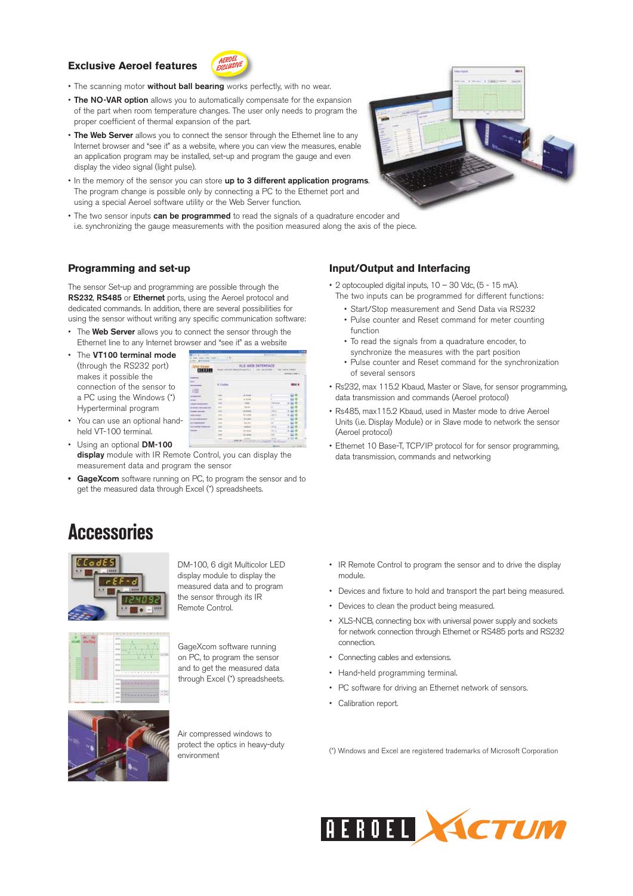## Exclusive Aeroel features

- The scanning motor **without ball bearing** works perfectly, with no wear.
- **The NO-VAR option** allows you to automatically compensate for the expansion of the part when room temperature changes. The user only needs to program the proper coefficient of thermal expansion of the part.
- **The Web Server** allows you to connect the sensor through the Ethernet line to any Internet browser and "see it" as a website, where you can view the measures, enable an application program may be installed, set-up and program the gauge and even display the video signal (light pulse).
- In the memory of the sensor you can store **up to 3 different application programs**. The program change is possible only by connecting a PC to the Ethernet port and using a special Aeroel software utility or the Web Server function.
- The two sensor inputs **can be programmed** to read the signals of a quadrature encoder and i.e. synchronizing the gauge measurements with the position measured along the axis of the piece.

## Programming and set-up

The sensor Set-up and programming are possible through the **RS232**, **RS485** or **Ethernet** ports, using the Aeroel protocol and dedicated commands. In addition, there are several possibilities for using the sensor without writing any specific communication software:

- The **Web Server** allows you to connect the sensor through the Ethernet line to any Internet browser and "see it" as a website
- The **VT100 terminal mode** (through the RS232 port) makes it possible the connection of the sensor to a PC using the Windows (*) Hyperterminal program
- You can use an optional hand-held VT-100 terminal.
- Using an optional **DM-100 display** module with IR Remote Control, you can display the measurement data and program the sensor
- **GageXcom** software running on PC, to program the sensor and to get the measured data through Excel (*) spreadsheets.

## Input/Output and Interfacing

- 2 optocoupled digital inputs, 10 – 30 Vdc, (5 - 15 mA). The two inputs can be programmed for different functions:
  - Start/Stop measurement and Send Data via RS232
  - Pulse counter and Reset command for meter counting function
  - To read the signals from a quadrature encoder, to synchronize the measures with the part position
  - Pulse counter and Reset command for the synchronization of several sensors
- Rs232, max 115.2 Kbaud, Master or Slave, for sensor programming, data transmission and commands (Aeroel protocol)
- Rs485, max115.2 Kbaud, used in Master mode to drive Aeroel Units (i.e. Display Module) or in Slave mode to network the sensor (Aeroel protocol)
- Ethernet 10 Base-T, TCP/IP protocol for for sensor programming, data transmission, commands and networking

# Accessories

DM-100, 6 digit Multicolor LED display module to display the measured data and to program the sensor through its IR Remote Control.

GageXcom software running on PC, to program the sensor and to get the measured data through Excel (*) spreadsheets.

Air compressed windows to protect the optics in heavy-duty environment

- IR Remote Control to program the sensor and to drive the display module.
- Devices and fixture to hold and transport the part being measured.
- Devices to clean the product being measured.
- XLS-NCB, connecting box with universal power supply and sockets for network connection through Ethernet or RS485 ports and RS232 connection.
- Connecting cables and extensions.
- Hand-held programming terminal.
- PC software for driving an Ethernet network of sensors.
- Calibration report.

(*) Windows and Excel are registered trademarks of Microsoft Corporation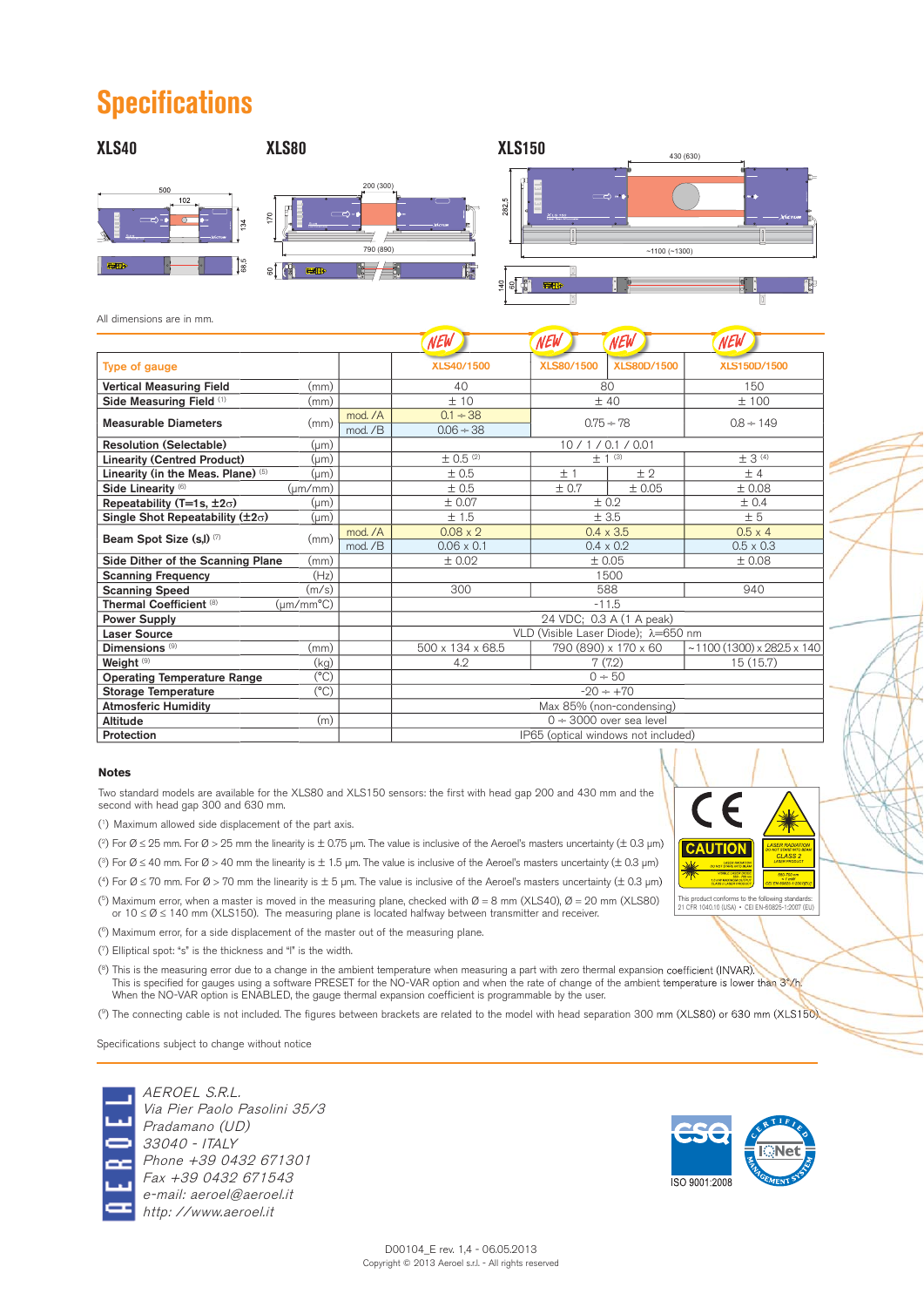# Specifications

XLS40

XLS80

XLS150

500
102
134
68,5

200 (300)
170
790 (890)
60

430 (630)
282,5
~1100 (~1300)
140
60

All dimensions are in mm.

| Type of gauge | | | XLS40/1500 (NEW) | XLS80/1500 (NEW) | XLS80D/1500 (NEW) | XLS150D/1500 (NEW) |
|---|---|---|---|---|---|---|
| Vertical Measuring Field | (mm) | | 40 | 80 | | 150 |
| Side Measuring Field [1] | (mm) | | ± 10 | ± 40 | | ± 100 |
| Measurable Diameters | (mm) | mod. /A | 0.1 ÷ 38 | 0.75 ÷ 78 | | 0.8 ÷ 149 |
| | | mod. /B | 0.06 ÷ 38 | | | |
| Resolution (Selectable) | (µm) | | 10 / 1 / 0.1 / 0.01 | | | |
| Linearity (Centred Product) | (µm) | | ± 0.5 [2] | ± 1 [3] | | ± 3 [4] |
| Linearity (in the Meas. Plane) [5] | (µm) | | ± 0.5 | ± 1 | ± 2 | ± 4 |
| Side Linearity [6] | (µm/mm) | | ± 0.5 | ± 0.7 | ± 0.05 | ± 0.08 |
| Repeatability (T=1s, ±2σ) | (µm) | | ± 0.07 | ± 0.2 | | ± 0.4 |
| Single Shot Repeatability (±2σ) | (µm) | | ± 1.5 | ± 3.5 | | ± 5 |
| Beam Spot Size (s,l) [7] | (mm) | mod. /A | 0.08 x 2 | 0.4 x 3.5 | | 0.5 x 4 |
| | | mod. /B | 0.06 x 0.1 | 0.4 x 0.2 | | 0.5 x 0.3 |
| Side Dither of the Scanning Plane | (mm) | | ± 0.02 | ± 0.05 | | ± 0.08 |
| Scanning Frequency | (Hz) | | 1500 | | | |
| Scanning Speed | (m/s) | | 300 | 588 | | 940 |
| Thermal Coefficient [8] | (µm/mm°C) | | -11.5 | | | |
| Power Supply | | | 24 VDC; 0.3 A (1 A peak) | | | |
| Laser Source | | | VLD (Visible Laser Diode); λ=650 nm | | | |
| Dimensions [9] | (mm) | | 500 x 134 x 68.5 | 790 (890) x 170 x 60 | | ~1100 (1300) x 282.5 x 140 |
| Weight [9] | (kg) | | 4.2 | 7 (7.2) | | 15 (15.7) |
| Operating Temperature Range | (°C) | | 0 ÷ 50 | | | |
| Storage Temperature | (°C) | | -20 ÷ +70 | | | |
| Atmosferic Humidity | | | Max 85% (non-condensing) | | | |
| Altitude | (m) | | 0 ÷ 3000 over sea level | | | |
| Protection | | | IP65 (optical windows not included) | | | |

### Notes

Two standard models are available for the XLS80 and XLS150 sensors: the first with head gap 200 and 430 mm and the second with head gap 300 and 630 mm.

(1) Maximum allowed side displacement of the part axis.

(2) For Ø ≤ 25 mm. For Ø > 25 mm the linearity is ± 0.75 µm. The value is inclusive of the Aeroel's masters uncertainty (± 0.3 µm)

(3) For Ø ≤ 40 mm. For Ø > 40 mm the linearity is ± 1.5 µm. The value is inclusive of the Aeroel's masters uncertainty (± 0.3 µm)

(4) For Ø ≤ 70 mm. For Ø > 70 mm the linearity is ± 5 µm. The value is inclusive of the Aeroel's masters uncertainty (± 0.3 µm)

(5) Maximum error, when a master is moved in the measuring plane, checked with Ø = 8 mm (XLS40), Ø = 20 mm (XLS80) or 10 ≤ Ø ≤ 140 mm (XLS150). The measuring plane is located halfway between transmitter and receiver.

(6) Maximum error, for a side displacement of the master out of the measuring plane.

(7) Elliptical spot: "s" is the thickness and "l" is the width.

(8) This is the measuring error due to a change in the ambient temperature when measuring a part with zero thermal expansion coefficient (INVAR). This is specified for gauges using a software PRESET for the NO-VAR option and when the rate of change of the ambient temperature is lower than 3°/h. When the NO-VAR option is ENABLED, the gauge thermal expansion coefficient is programmable by the user.

(9) The connecting cable is not included. The figures between brackets are related to the model with head separation 300 mm (XLS80) or 630 mm (XLS150).

CAUTION

This product conforms to the following standards: 21 CFR 1040.10 (USA) • CEI EN-60825-1:2007 (EU)

Specifications subject to change without notice

*AEROEL S.R.L.*
*Via Pier Paolo Pasolini 35/3*
*Pradamano (UD)*
*33040 - ITALY*
*Phone +39 0432 671301*
*Fax +39 0432 671543*
*e-mail: aeroel@aeroel.it*
*http: //www.aeroel.it*

ISO 9001:2008

D00104_E rev. 1,4 - 06.05.2013
Copyright © 2013 Aeroel s.r.l. - All rights reserved